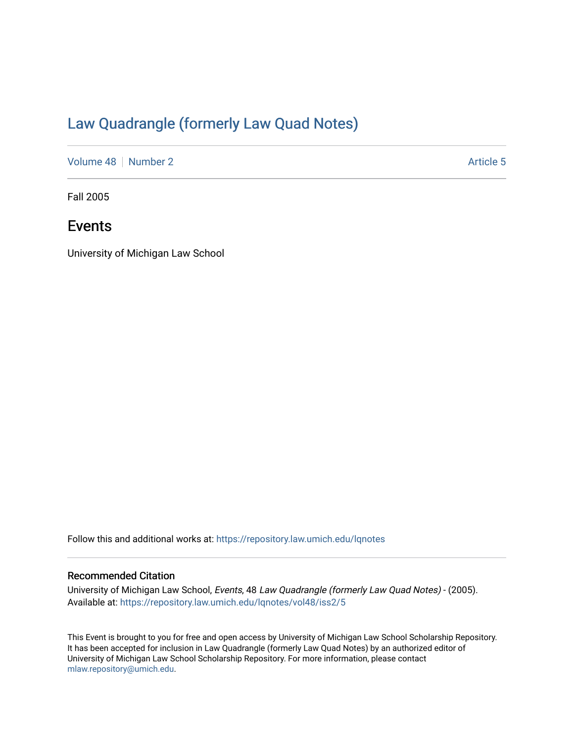# Law Quadrangle (formerly Law Quad Notes)

Volume 48 | Number 2 Article 5

Fall 2005

## Events

University of Michigan Law School

Follow this and additional works at: https://repository.law.umich.edu/lqnotes

### Recommended Citation

University of Michigan Law School, *Events*, 48 *Law Quadrangle (formerly Law Quad Notes)* - (2005).
Available at: https://repository.law.umich.edu/lqnotes/vol48/iss2/5

This Event is brought to you for free and open access by University of Michigan Law School Scholarship Repository. It has been accepted for inclusion in Law Quadrangle (formerly Law Quad Notes) by an authorized editor of University of Michigan Law School Scholarship Repository. For more information, please contact mlaw.repository@umich.edu.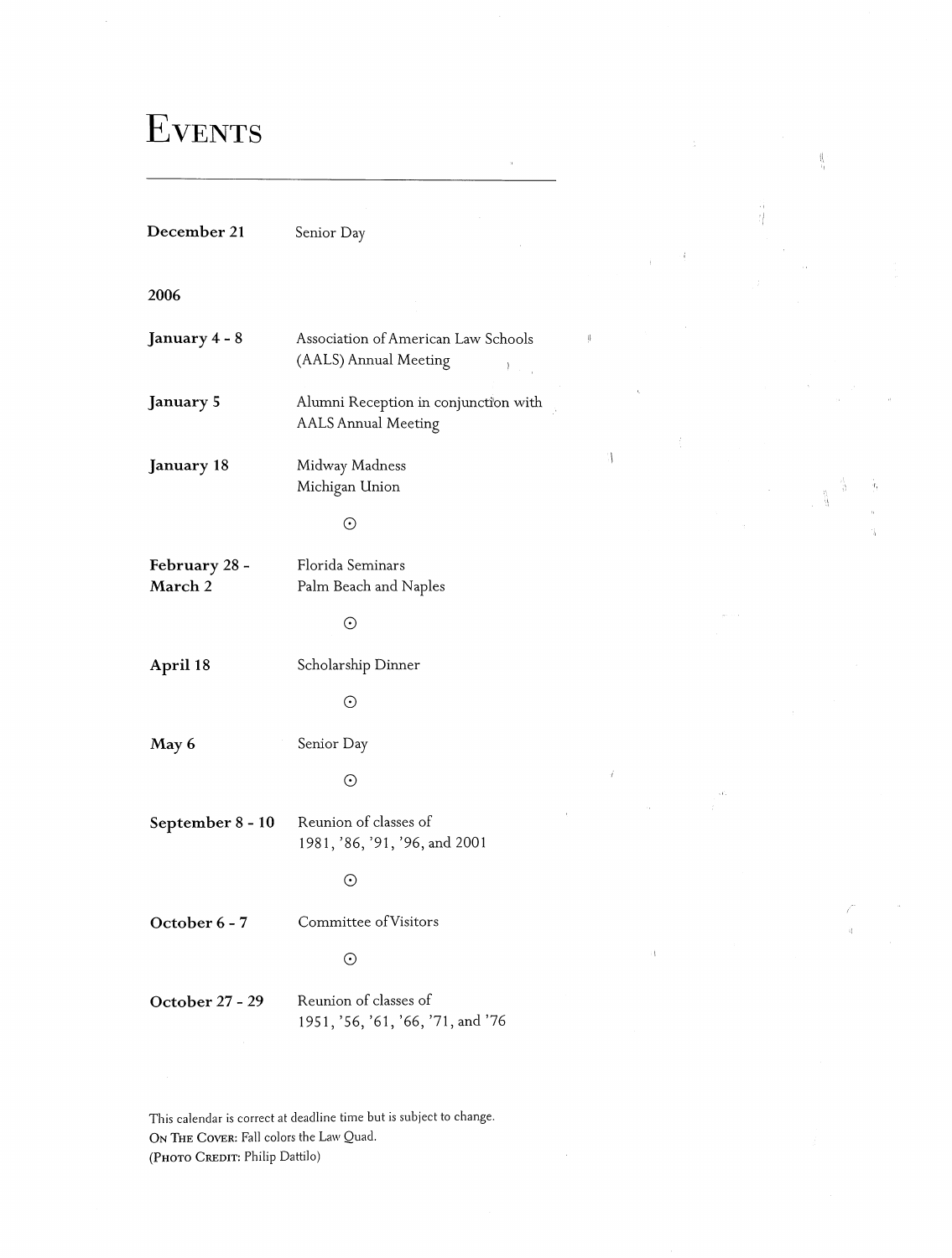# Events

| | |
|---|---|
| **December 21** | Senior Day |
| **2006** | |
| **January 4 - 8** | Association of American Law Schools (AALS) Annual Meeting |
| **January 5** | Alumni Reception in conjunction with AALS Annual Meeting |
| **January 18** | Midway Madness<br>Michigan Union |
| **February 28 - March 2** | Florida Seminars<br>Palm Beach and Naples |
| **April 18** | Scholarship Dinner |
| **May 6** | Senior Day |
| **September 8 - 10** | Reunion of classes of 1981, '86, '91, '96, and 2001 |
| **October 6 - 7** | Committee of Visitors |
| **October 27 - 29** | Reunion of classes of 1951, '56, '61, '66, '71, and '76 |

This calendar is correct at deadline time but is subject to change.
ON THE COVER: Fall colors the Law Quad.
(PHOTO CREDIT: Philip Dattilo)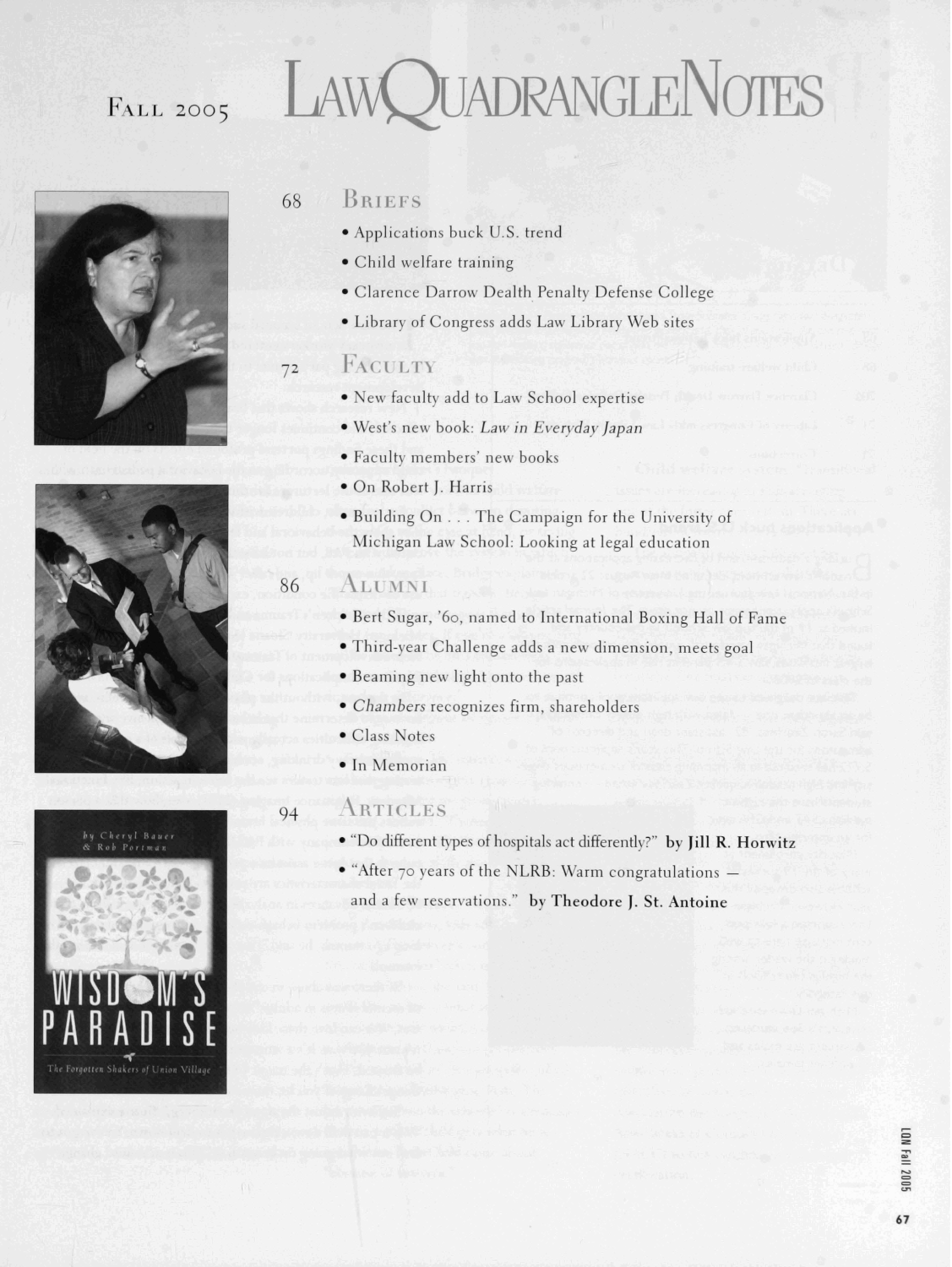# Law Quadrangle Notes

Fall 2005

## 68 Briefs

- Applications buck U.S. trend
- Child welfare training
- Clarence Darrow Dealth Penalty Defense College
- Library of Congress adds Law Library Web sites

## 72 Faculty

- New faculty add to Law School expertise
- West's new book: *Law in Everyday Japan*
- Faculty members' new books
- On Robert J. Harris
- Building On . . . The Campaign for the University of Michigan Law School: Looking at legal education

## 86 Alumni

- Bert Sugar, '60, named to International Boxing Hall of Fame
- Third-year Challenge adds a new dimension, meets goal
- Beaming new light onto the past
- *Chambers* recognizes firm, shareholders
- Class Notes
- In Memorian

## 94 Articles

- "Do different types of hospitals act differently?" **by Jill R. Horwitz**
- "After 70 years of the NLRB: Warm congratulations — and a few reservations." **by Theodore J. St. Antoine**